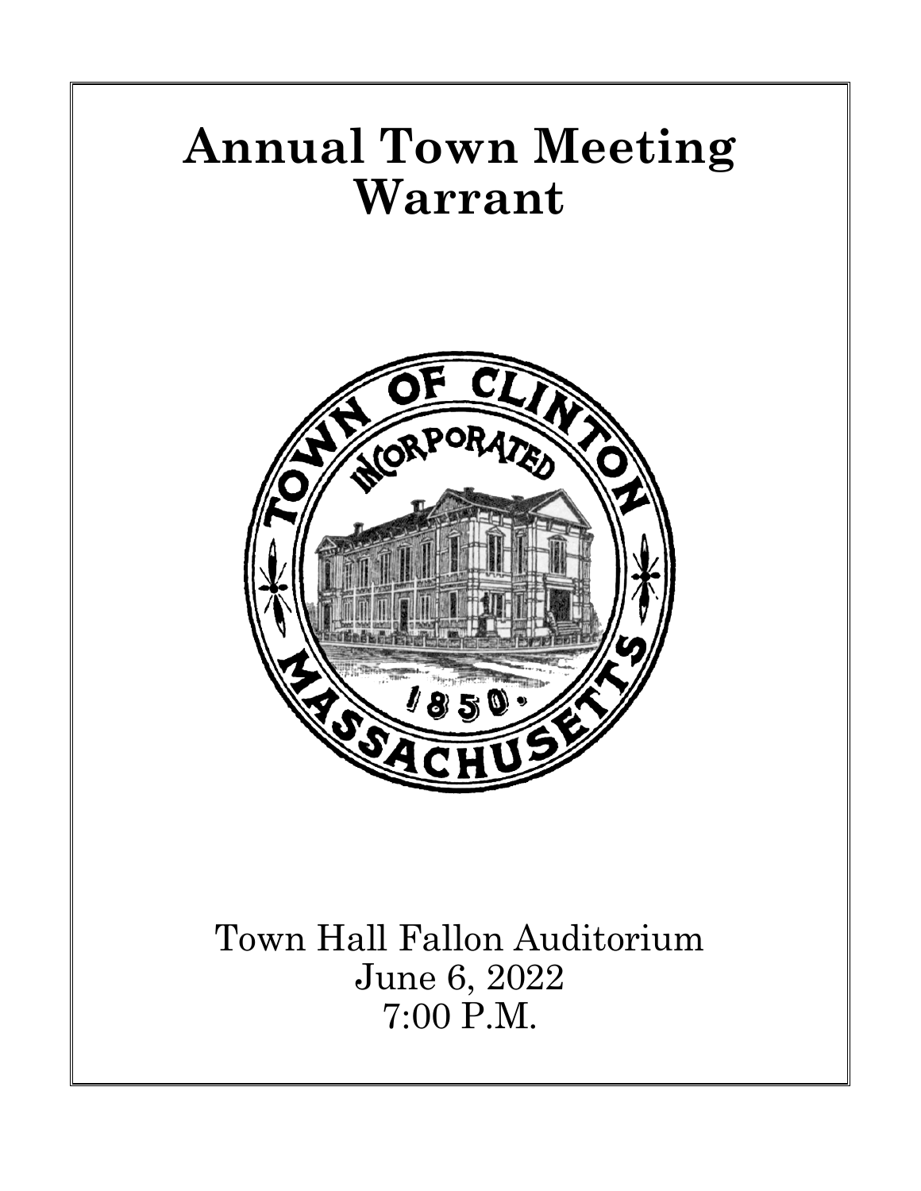# Annual Town Meeting Warrant

Town Hall Fallon Auditorium
June 6, 2022
7:00 P.M.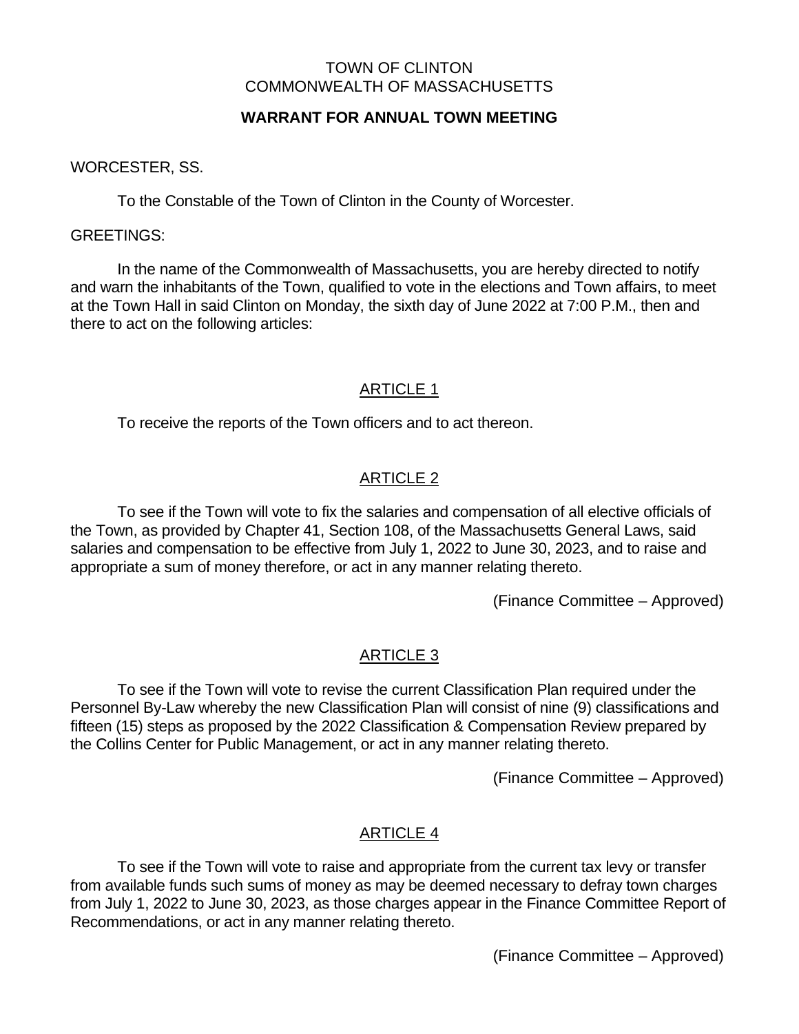TOWN OF CLINTON
COMMONWEALTH OF MASSACHUSETTS

**WARRANT FOR ANNUAL TOWN MEETING**

WORCESTER, SS.

To the Constable of the Town of Clinton in the County of Worcester.

GREETINGS:

In the name of the Commonwealth of Massachusetts, you are hereby directed to notify and warn the inhabitants of the Town, qualified to vote in the elections and Town affairs, to meet at the Town Hall in said Clinton on Monday, the sixth day of June 2022 at 7:00 P.M., then and there to act on the following articles:

## ARTICLE 1

To receive the reports of the Town officers and to act thereon.

## ARTICLE 2

To see if the Town will vote to fix the salaries and compensation of all elective officials of the Town, as provided by Chapter 41, Section 108, of the Massachusetts General Laws, said salaries and compensation to be effective from July 1, 2022 to June 30, 2023, and to raise and appropriate a sum of money therefore, or act in any manner relating thereto.

(Finance Committee – Approved)

## ARTICLE 3

To see if the Town will vote to revise the current Classification Plan required under the Personnel By-Law whereby the new Classification Plan will consist of nine (9) classifications and fifteen (15) steps as proposed by the 2022 Classification & Compensation Review prepared by the Collins Center for Public Management, or act in any manner relating thereto.

(Finance Committee – Approved)

## ARTICLE 4

To see if the Town will vote to raise and appropriate from the current tax levy or transfer from available funds such sums of money as may be deemed necessary to defray town charges from July 1, 2022 to June 30, 2023, as those charges appear in the Finance Committee Report of Recommendations, or act in any manner relating thereto.

(Finance Committee – Approved)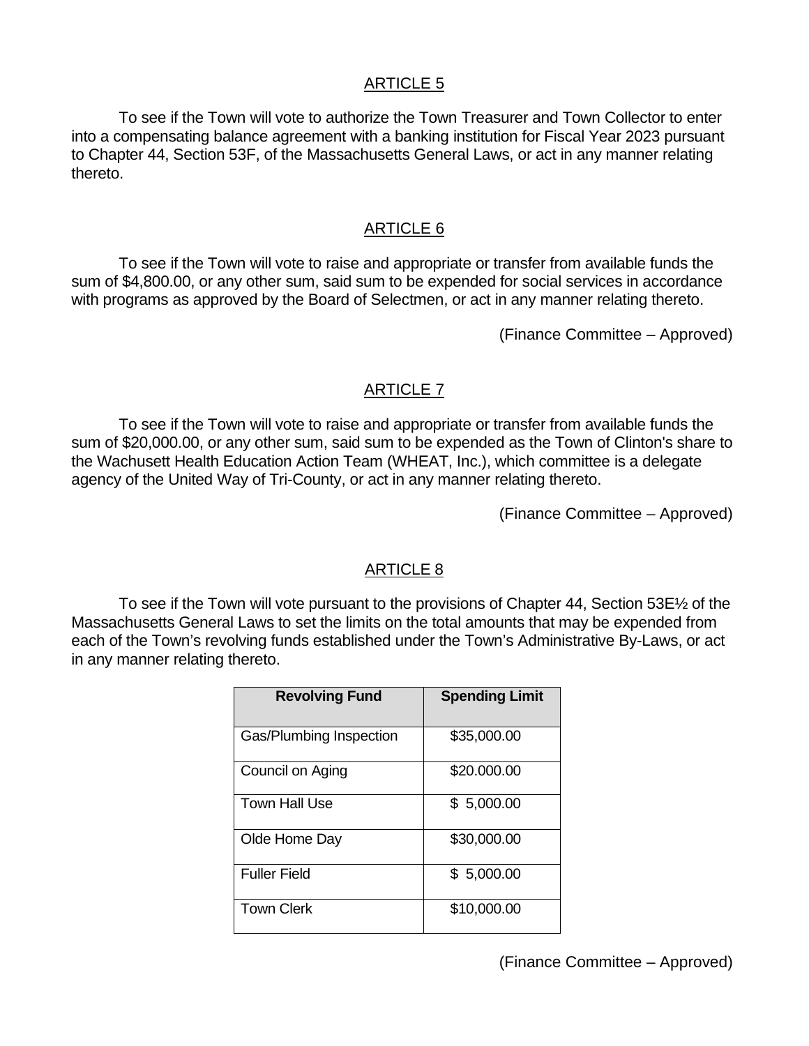## ARTICLE 5

To see if the Town will vote to authorize the Town Treasurer and Town Collector to enter into a compensating balance agreement with a banking institution for Fiscal Year 2023 pursuant to Chapter 44, Section 53F, of the Massachusetts General Laws, or act in any manner relating thereto.

## ARTICLE 6

To see if the Town will vote to raise and appropriate or transfer from available funds the sum of $4,800.00, or any other sum, said sum to be expended for social services in accordance with programs as approved by the Board of Selectmen, or act in any manner relating thereto.

(Finance Committee – Approved)

## ARTICLE 7

To see if the Town will vote to raise and appropriate or transfer from available funds the sum of $20,000.00, or any other sum, said sum to be expended as the Town of Clinton's share to the Wachusett Health Education Action Team (WHEAT, Inc.), which committee is a delegate agency of the United Way of Tri-County, or act in any manner relating thereto.

(Finance Committee – Approved)

## ARTICLE 8

To see if the Town will vote pursuant to the provisions of Chapter 44, Section 53E½ of the Massachusetts General Laws to set the limits on the total amounts that may be expended from each of the Town's revolving funds established under the Town's Administrative By-Laws, or act in any manner relating thereto.

| Revolving Fund | Spending Limit |
|---|---|
| Gas/Plumbing Inspection | $35,000.00 |
| Council on Aging | $20.000.00 |
| Town Hall Use | $ 5,000.00 |
| Olde Home Day | $30,000.00 |
| Fuller Field | $ 5,000.00 |
| Town Clerk | $10,000.00 |

(Finance Committee – Approved)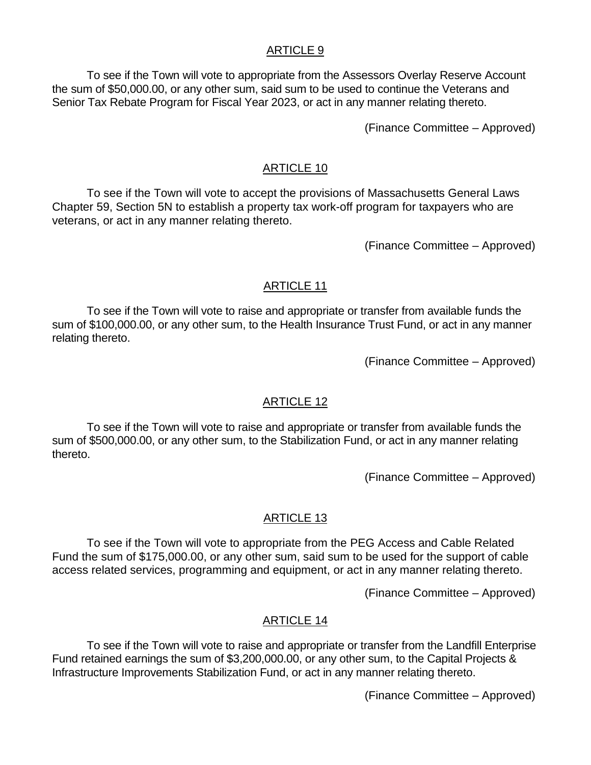## ARTICLE 9

To see if the Town will vote to appropriate from the Assessors Overlay Reserve Account the sum of $50,000.00, or any other sum, said sum to be used to continue the Veterans and Senior Tax Rebate Program for Fiscal Year 2023, or act in any manner relating thereto.

(Finance Committee – Approved)

## ARTICLE 10

To see if the Town will vote to accept the provisions of Massachusetts General Laws Chapter 59, Section 5N to establish a property tax work-off program for taxpayers who are veterans, or act in any manner relating thereto.

(Finance Committee – Approved)

## ARTICLE 11

To see if the Town will vote to raise and appropriate or transfer from available funds the sum of $100,000.00, or any other sum, to the Health Insurance Trust Fund, or act in any manner relating thereto.

(Finance Committee – Approved)

## ARTICLE 12

To see if the Town will vote to raise and appropriate or transfer from available funds the sum of $500,000.00, or any other sum, to the Stabilization Fund, or act in any manner relating thereto.

(Finance Committee – Approved)

## ARTICLE 13

To see if the Town will vote to appropriate from the PEG Access and Cable Related Fund the sum of $175,000.00, or any other sum, said sum to be used for the support of cable access related services, programming and equipment, or act in any manner relating thereto.

(Finance Committee – Approved)

## ARTICLE 14

To see if the Town will vote to raise and appropriate or transfer from the Landfill Enterprise Fund retained earnings the sum of $3,200,000.00, or any other sum, to the Capital Projects & Infrastructure Improvements Stabilization Fund, or act in any manner relating thereto.

(Finance Committee – Approved)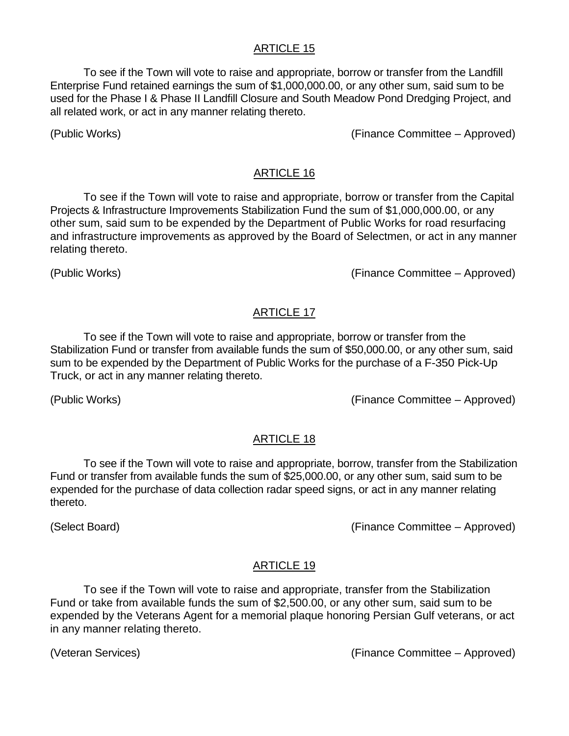## ARTICLE 15

To see if the Town will vote to raise and appropriate, borrow or transfer from the Landfill Enterprise Fund retained earnings the sum of $1,000,000.00, or any other sum, said sum to be used for the Phase I & Phase II Landfill Closure and South Meadow Pond Dredging Project, and all related work, or act in any manner relating thereto.

(Public Works) (Finance Committee – Approved)

## ARTICLE 16

To see if the Town will vote to raise and appropriate, borrow or transfer from the Capital Projects & Infrastructure Improvements Stabilization Fund the sum of $1,000,000.00, or any other sum, said sum to be expended by the Department of Public Works for road resurfacing and infrastructure improvements as approved by the Board of Selectmen, or act in any manner relating thereto.

(Public Works) (Finance Committee – Approved)

## ARTICLE 17

To see if the Town will vote to raise and appropriate, borrow or transfer from the Stabilization Fund or transfer from available funds the sum of $50,000.00, or any other sum, said sum to be expended by the Department of Public Works for the purchase of a F-350 Pick-Up Truck, or act in any manner relating thereto.

(Public Works) (Finance Committee – Approved)

## ARTICLE 18

To see if the Town will vote to raise and appropriate, borrow, transfer from the Stabilization Fund or transfer from available funds the sum of $25,000.00, or any other sum, said sum to be expended for the purchase of data collection radar speed signs, or act in any manner relating thereto.

(Select Board) (Finance Committee – Approved)

## ARTICLE 19

To see if the Town will vote to raise and appropriate, transfer from the Stabilization Fund or take from available funds the sum of $2,500.00, or any other sum, said sum to be expended by the Veterans Agent for a memorial plaque honoring Persian Gulf veterans, or act in any manner relating thereto.

(Veteran Services) (Finance Committee – Approved)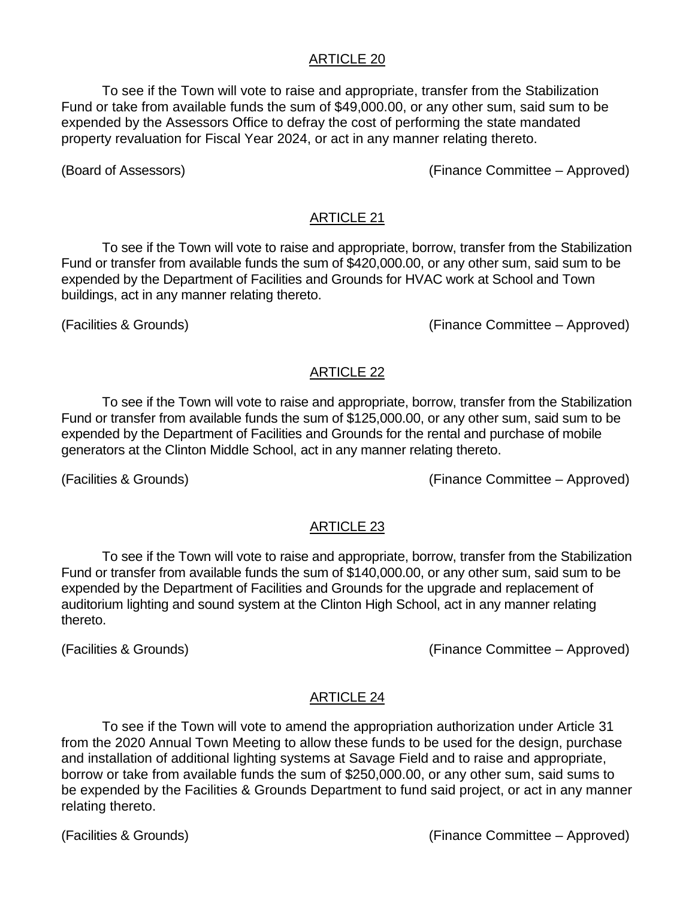## ARTICLE 20

To see if the Town will vote to raise and appropriate, transfer from the Stabilization Fund or take from available funds the sum of $49,000.00, or any other sum, said sum to be expended by the Assessors Office to defray the cost of performing the state mandated property revaluation for Fiscal Year 2024, or act in any manner relating thereto.

(Board of Assessors) (Finance Committee – Approved)

## ARTICLE 21

To see if the Town will vote to raise and appropriate, borrow, transfer from the Stabilization Fund or transfer from available funds the sum of $420,000.00, or any other sum, said sum to be expended by the Department of Facilities and Grounds for HVAC work at School and Town buildings, act in any manner relating thereto.

(Facilities & Grounds) (Finance Committee – Approved)

## ARTICLE 22

To see if the Town will vote to raise and appropriate, borrow, transfer from the Stabilization Fund or transfer from available funds the sum of $125,000.00, or any other sum, said sum to be expended by the Department of Facilities and Grounds for the rental and purchase of mobile generators at the Clinton Middle School, act in any manner relating thereto.

(Facilities & Grounds) (Finance Committee – Approved)

## ARTICLE 23

To see if the Town will vote to raise and appropriate, borrow, transfer from the Stabilization Fund or transfer from available funds the sum of $140,000.00, or any other sum, said sum to be expended by the Department of Facilities and Grounds for the upgrade and replacement of auditorium lighting and sound system at the Clinton High School, act in any manner relating thereto.

(Facilities & Grounds) (Finance Committee – Approved)

## ARTICLE 24

To see if the Town will vote to amend the appropriation authorization under Article 31 from the 2020 Annual Town Meeting to allow these funds to be used for the design, purchase and installation of additional lighting systems at Savage Field and to raise and appropriate, borrow or take from available funds the sum of $250,000.00, or any other sum, said sums to be expended by the Facilities & Grounds Department to fund said project, or act in any manner relating thereto.

(Facilities & Grounds) (Finance Committee – Approved)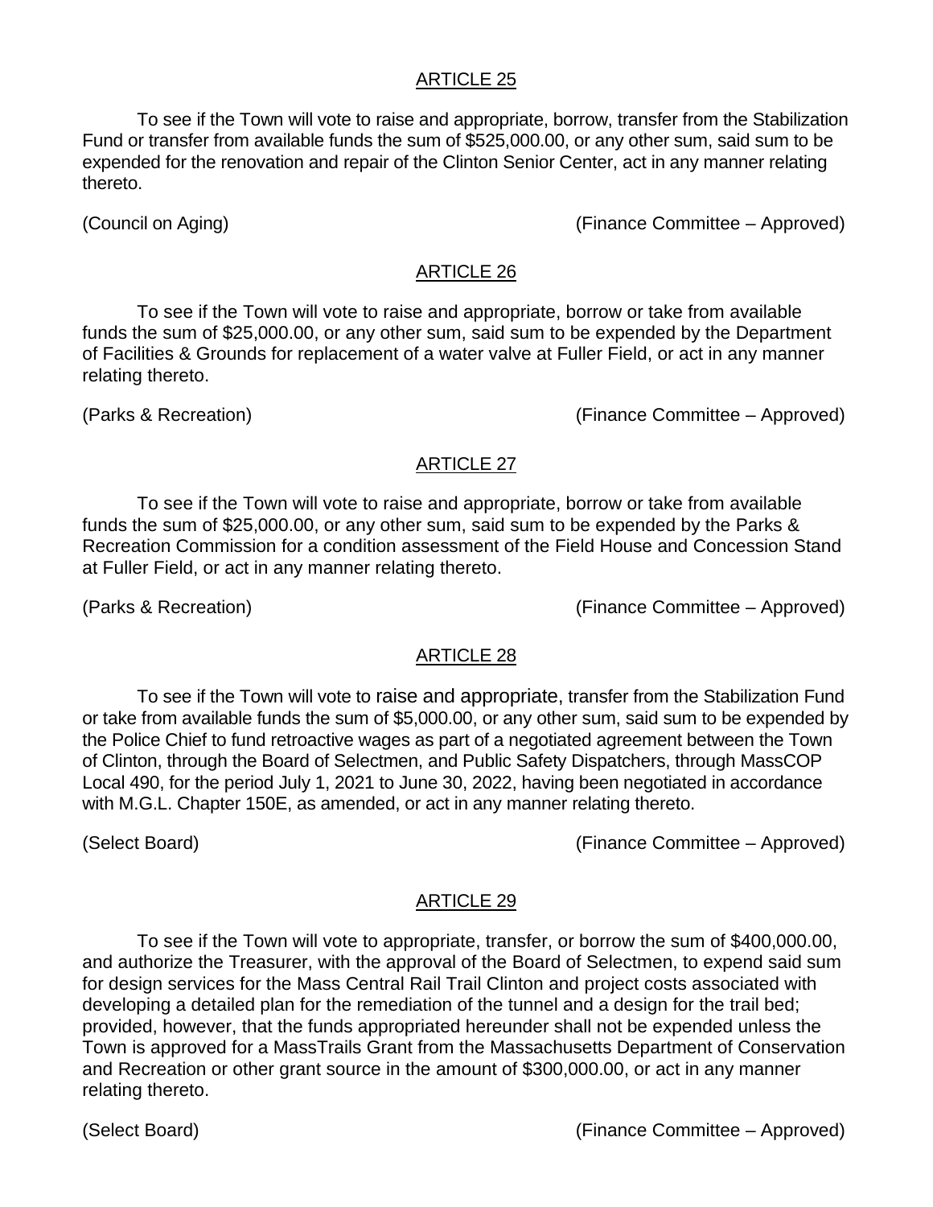## ARTICLE 25

To see if the Town will vote to raise and appropriate, borrow, transfer from the Stabilization Fund or transfer from available funds the sum of $525,000.00, or any other sum, said sum to be expended for the renovation and repair of the Clinton Senior Center, act in any manner relating thereto.

(Council on Aging) (Finance Committee – Approved)

## ARTICLE 26

To see if the Town will vote to raise and appropriate, borrow or take from available funds the sum of $25,000.00, or any other sum, said sum to be expended by the Department of Facilities & Grounds for replacement of a water valve at Fuller Field, or act in any manner relating thereto.

(Parks & Recreation) (Finance Committee – Approved)

## ARTICLE 27

To see if the Town will vote to raise and appropriate, borrow or take from available funds the sum of $25,000.00, or any other sum, said sum to be expended by the Parks & Recreation Commission for a condition assessment of the Field House and Concession Stand at Fuller Field, or act in any manner relating thereto.

(Parks & Recreation) (Finance Committee – Approved)

## ARTICLE 28

To see if the Town will vote to raise and appropriate, transfer from the Stabilization Fund or take from available funds the sum of $5,000.00, or any other sum, said sum to be expended by the Police Chief to fund retroactive wages as part of a negotiated agreement between the Town of Clinton, through the Board of Selectmen, and Public Safety Dispatchers, through MassCOP Local 490, for the period July 1, 2021 to June 30, 2022, having been negotiated in accordance with M.G.L. Chapter 150E, as amended, or act in any manner relating thereto.

(Select Board) (Finance Committee – Approved)

## ARTICLE 29

To see if the Town will vote to appropriate, transfer, or borrow the sum of $400,000.00, and authorize the Treasurer, with the approval of the Board of Selectmen, to expend said sum for design services for the Mass Central Rail Trail Clinton and project costs associated with developing a detailed plan for the remediation of the tunnel and a design for the trail bed; provided, however, that the funds appropriated hereunder shall not be expended unless the Town is approved for a MassTrails Grant from the Massachusetts Department of Conservation and Recreation or other grant source in the amount of $300,000.00, or act in any manner relating thereto.

(Select Board) (Finance Committee – Approved)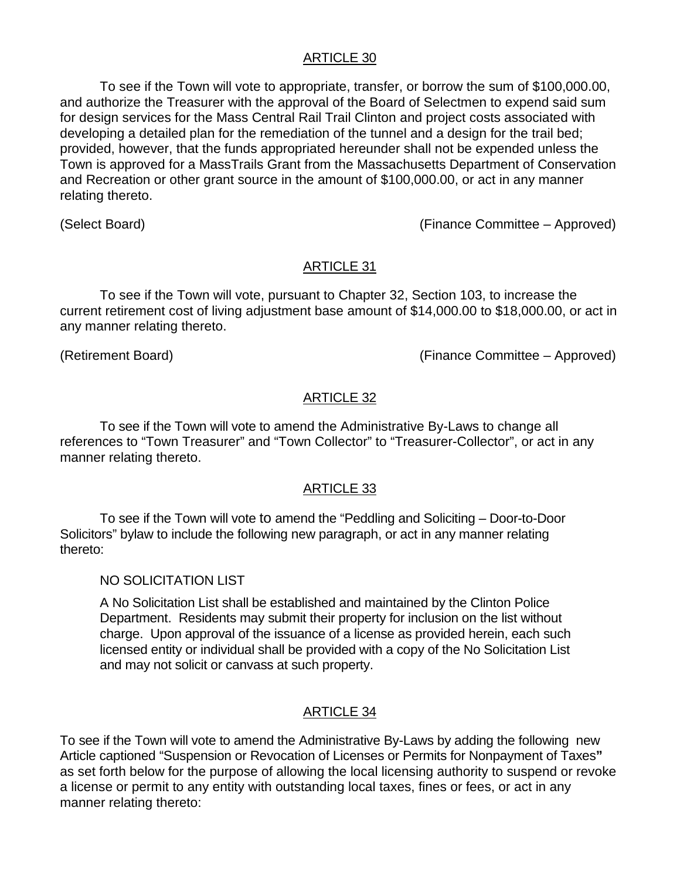## ARTICLE 30

To see if the Town will vote to appropriate, transfer, or borrow the sum of $100,000.00, and authorize the Treasurer with the approval of the Board of Selectmen to expend said sum for design services for the Mass Central Rail Trail Clinton and project costs associated with developing a detailed plan for the remediation of the tunnel and a design for the trail bed; provided, however, that the funds appropriated hereunder shall not be expended unless the Town is approved for a MassTrails Grant from the Massachusetts Department of Conservation and Recreation or other grant source in the amount of $100,000.00, or act in any manner relating thereto.

(Select Board) (Finance Committee – Approved)

## ARTICLE 31

To see if the Town will vote, pursuant to Chapter 32, Section 103, to increase the current retirement cost of living adjustment base amount of $14,000.00 to $18,000.00, or act in any manner relating thereto.

(Retirement Board) (Finance Committee – Approved)

## ARTICLE 32

To see if the Town will vote to amend the Administrative By-Laws to change all references to "Town Treasurer" and "Town Collector" to "Treasurer-Collector", or act in any manner relating thereto.

## ARTICLE 33

To see if the Town will vote to amend the "Peddling and Soliciting – Door-to-Door Solicitors" bylaw to include the following new paragraph, or act in any manner relating thereto:

> NO SOLICITATION LIST
>
> A No Solicitation List shall be established and maintained by the Clinton Police Department. Residents may submit their property for inclusion on the list without charge. Upon approval of the issuance of a license as provided herein, each such licensed entity or individual shall be provided with a copy of the No Solicitation List and may not solicit or canvass at such property.

## ARTICLE 34

To see if the Town will vote to amend the Administrative By-Laws by adding the following new Article captioned "Suspension or Revocation of Licenses or Permits for Nonpayment of Taxes**"** as set forth below for the purpose of allowing the local licensing authority to suspend or revoke a license or permit to any entity with outstanding local taxes, fines or fees, or act in any manner relating thereto: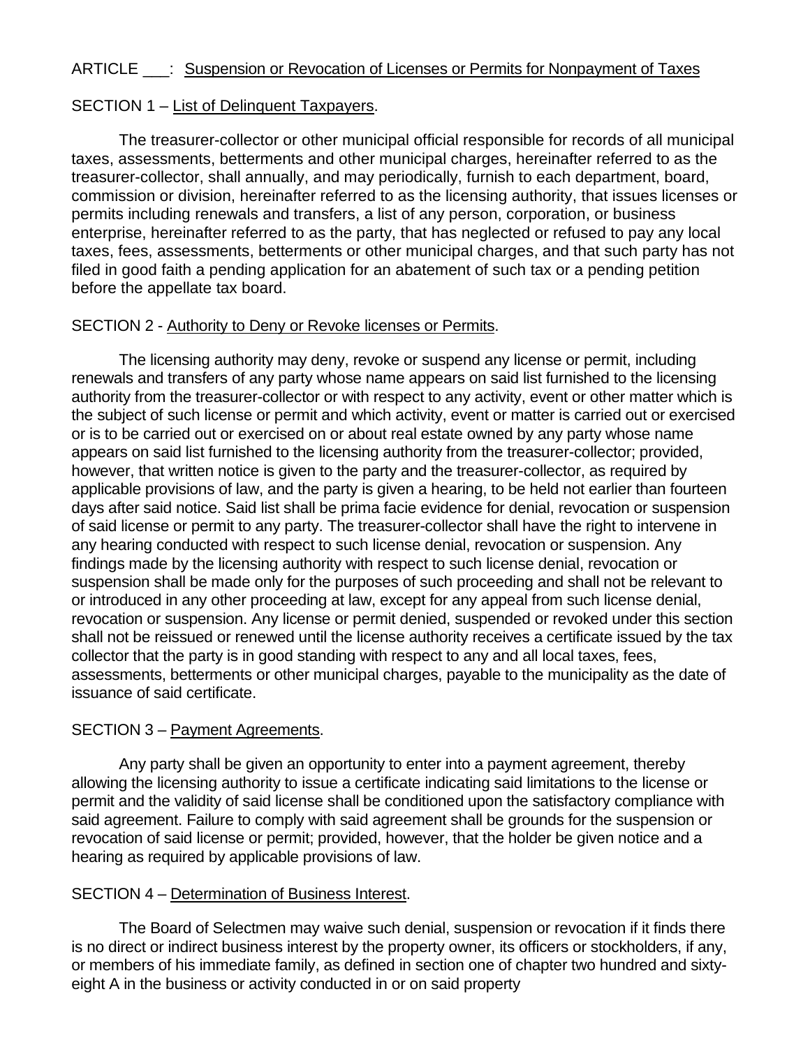## ARTICLE ___: <u>Suspension or Revocation of Licenses or Permits for Nonpayment of Taxes</u>

### SECTION 1 – <u>List of Delinquent Taxpayers</u>.

The treasurer-collector or other municipal official responsible for records of all municipal taxes, assessments, betterments and other municipal charges, hereinafter referred to as the treasurer-collector, shall annually, and may periodically, furnish to each department, board, commission or division, hereinafter referred to as the licensing authority, that issues licenses or permits including renewals and transfers, a list of any person, corporation, or business enterprise, hereinafter referred to as the party, that has neglected or refused to pay any local taxes, fees, assessments, betterments or other municipal charges, and that such party has not filed in good faith a pending application for an abatement of such tax or a pending petition before the appellate tax board.

### SECTION 2 - <u>Authority to Deny or Revoke licenses or Permits</u>.

The licensing authority may deny, revoke or suspend any license or permit, including renewals and transfers of any party whose name appears on said list furnished to the licensing authority from the treasurer-collector or with respect to any activity, event or other matter which is the subject of such license or permit and which activity, event or matter is carried out or exercised or is to be carried out or exercised on or about real estate owned by any party whose name appears on said list furnished to the licensing authority from the treasurer-collector; provided, however, that written notice is given to the party and the treasurer-collector, as required by applicable provisions of law, and the party is given a hearing, to be held not earlier than fourteen days after said notice. Said list shall be prima facie evidence for denial, revocation or suspension of said license or permit to any party. The treasurer-collector shall have the right to intervene in any hearing conducted with respect to such license denial, revocation or suspension. Any findings made by the licensing authority with respect to such license denial, revocation or suspension shall be made only for the purposes of such proceeding and shall not be relevant to or introduced in any other proceeding at law, except for any appeal from such license denial, revocation or suspension. Any license or permit denied, suspended or revoked under this section shall not be reissued or renewed until the license authority receives a certificate issued by the tax collector that the party is in good standing with respect to any and all local taxes, fees, assessments, betterments or other municipal charges, payable to the municipality as the date of issuance of said certificate.

### SECTION 3 – <u>Payment Agreements</u>.

Any party shall be given an opportunity to enter into a payment agreement, thereby allowing the licensing authority to issue a certificate indicating said limitations to the license or permit and the validity of said license shall be conditioned upon the satisfactory compliance with said agreement. Failure to comply with said agreement shall be grounds for the suspension or revocation of said license or permit; provided, however, that the holder be given notice and a hearing as required by applicable provisions of law.

### SECTION 4 – <u>Determination of Business Interest</u>.

The Board of Selectmen may waive such denial, suspension or revocation if it finds there is no direct or indirect business interest by the property owner, its officers or stockholders, if any, or members of his immediate family, as defined in section one of chapter two hundred and sixty-eight A in the business or activity conducted in or on said property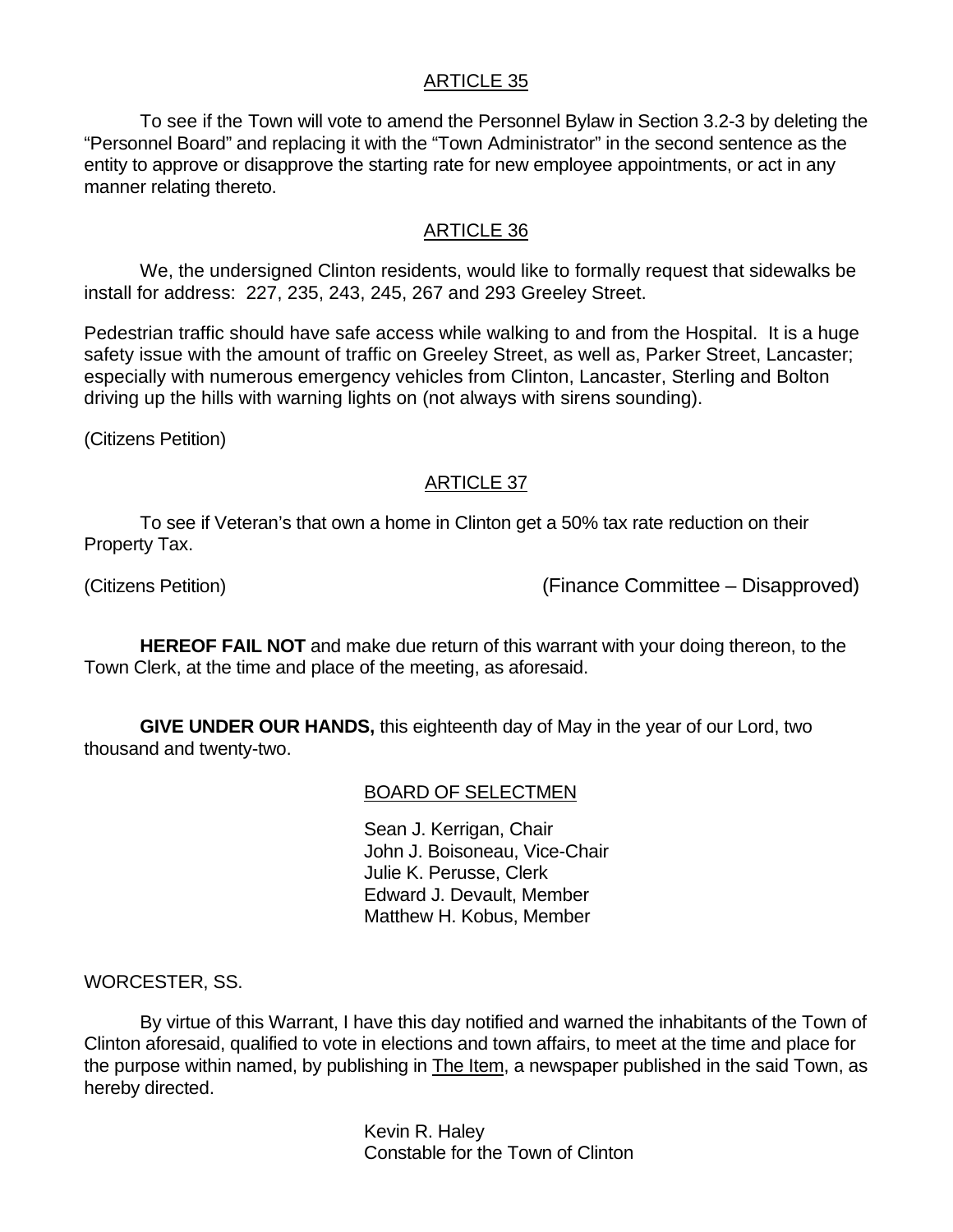## ARTICLE 35

To see if the Town will vote to amend the Personnel Bylaw in Section 3.2-3 by deleting the "Personnel Board" and replacing it with the "Town Administrator" in the second sentence as the entity to approve or disapprove the starting rate for new employee appointments, or act in any manner relating thereto.

## ARTICLE 36

We, the undersigned Clinton residents, would like to formally request that sidewalks be install for address: 227, 235, 243, 245, 267 and 293 Greeley Street.

Pedestrian traffic should have safe access while walking to and from the Hospital. It is a huge safety issue with the amount of traffic on Greeley Street, as well as, Parker Street, Lancaster; especially with numerous emergency vehicles from Clinton, Lancaster, Sterling and Bolton driving up the hills with warning lights on (not always with sirens sounding).

(Citizens Petition)

## ARTICLE 37

To see if Veteran's that own a home in Clinton get a 50% tax rate reduction on their Property Tax.

(Citizens Petition) (Finance Committee – Disapproved)

**HEREOF FAIL NOT** and make due return of this warrant with your doing thereon, to the Town Clerk, at the time and place of the meeting, as aforesaid.

**GIVE UNDER OUR HANDS,** this eighteenth day of May in the year of our Lord, two thousand and twenty-two.

BOARD OF SELECTMEN

Sean J. Kerrigan, Chair
John J. Boisoneau, Vice-Chair
Julie K. Perusse, Clerk
Edward J. Devault, Member
Matthew H. Kobus, Member

WORCESTER, SS.

By virtue of this Warrant, I have this day notified and warned the inhabitants of the Town of Clinton aforesaid, qualified to vote in elections and town affairs, to meet at the time and place for the purpose within named, by publishing in The Item, a newspaper published in the said Town, as hereby directed.

Kevin R. Haley
Constable for the Town of Clinton